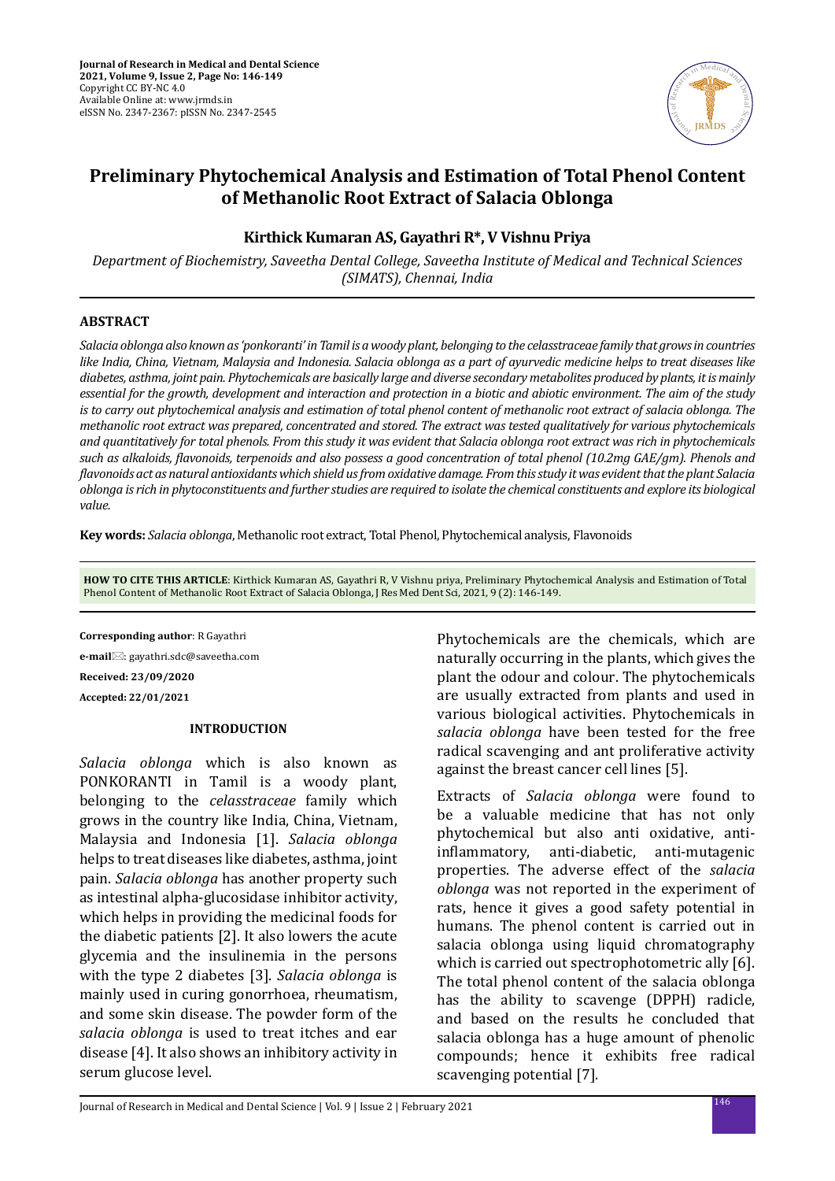# Preliminary Phytochemical Analysis and Estimation of Total Phenol Content of Methanolic Root Extract of Salacia Oblonga

**Kirthick Kumaran AS, Gayathri R*, V Vishnu Priya**

*Department of Biochemistry, Saveetha Dental College, Saveetha Institute of Medical and Technical Sciences (SIMATS), Chennai, India*

## ABSTRACT

*Salacia oblonga also known as 'ponkoranti' in Tamil is a woody plant, belonging to the celasstraceae family that grows in countries like India, China, Vietnam, Malaysia and Indonesia. Salacia oblonga as a part of ayurvedic medicine helps to treat diseases like diabetes, asthma, joint pain. Phytochemicals are basically large and diverse secondary metabolites produced by plants, it is mainly essential for the growth, development and interaction and protection in a biotic and abiotic environment. The aim of the study is to carry out phytochemical analysis and estimation of total phenol content of methanolic root extract of salacia oblonga. The methanolic root extract was prepared, concentrated and stored. The extract was tested qualitatively for various phytochemicals and quantitatively for total phenols. From this study it was evident that Salacia oblonga root extract was rich in phytochemicals such as alkaloids, flavonoids, terpenoids and also possess a good concentration of total phenol (10.2mg GAE/gm). Phenols and flavonoids act as natural antioxidants which shield us from oxidative damage. From this study it was evident that the plant Salacia oblonga is rich in phytoconstituents and further studies are required to isolate the chemical constituents and explore its biological value.*

**Key words:** *Salacia oblonga*, Methanolic root extract, Total Phenol, Phytochemical analysis, Flavonoids

**HOW TO CITE THIS ARTICLE**: Kirthick Kumaran AS, Gayathri R, V Vishnu priya, Preliminary Phytochemical Analysis and Estimation of Total Phenol Content of Methanolic Root Extract of Salacia Oblonga, J Res Med Dent Sci, 2021, 9 (2): 146-149.

**Corresponding author**: R Gayathri

**e-mail**: gayathri.sdc@saveetha.com

**Received: 23/09/2020**

**Accepted: 22/01/2021**

## INTRODUCTION

*Salacia oblonga* which is also known as PONKORANTI in Tamil is a woody plant, belonging to the *celasstraceae* family which grows in the country like India, China, Vietnam, Malaysia and Indonesia [1]. *Salacia oblonga* helps to treat diseases like diabetes, asthma, joint pain. *Salacia oblonga* has another property such as intestinal alpha-glucosidase inhibitor activity, which helps in providing the medicinal foods for the diabetic patients [2]. It also lowers the acute glycemia and the insulinemia in the persons with the type 2 diabetes [3]. *Salacia oblonga* is mainly used in curing gonorrhoea, rheumatism, and some skin disease. The powder form of the *salacia oblonga* is used to treat itches and ear disease [4]. It also shows an inhibitory activity in serum glucose level.

Phytochemicals are the chemicals, which are naturally occurring in the plants, which gives the plant the odour and colour. The phytochemicals are usually extracted from plants and used in various biological activities. Phytochemicals in *salacia oblonga* have been tested for the free radical scavenging and ant proliferative activity against the breast cancer cell lines [5].

Extracts of *Salacia oblonga* were found to be a valuable medicine that has not only phytochemical but also anti oxidative, anti-inflammatory, anti-diabetic, anti-mutagenic properties. The adverse effect of the *salacia oblonga* was not reported in the experiment of rats, hence it gives a good safety potential in humans. The phenol content is carried out in salacia oblonga using liquid chromatography which is carried out spectrophotometric ally [6]. The total phenol content of the salacia oblonga has the ability to scavenge (DPPH) radicle, and based on the results he concluded that salacia oblonga has a huge amount of phenolic compounds; hence it exhibits free radical scavenging potential [7].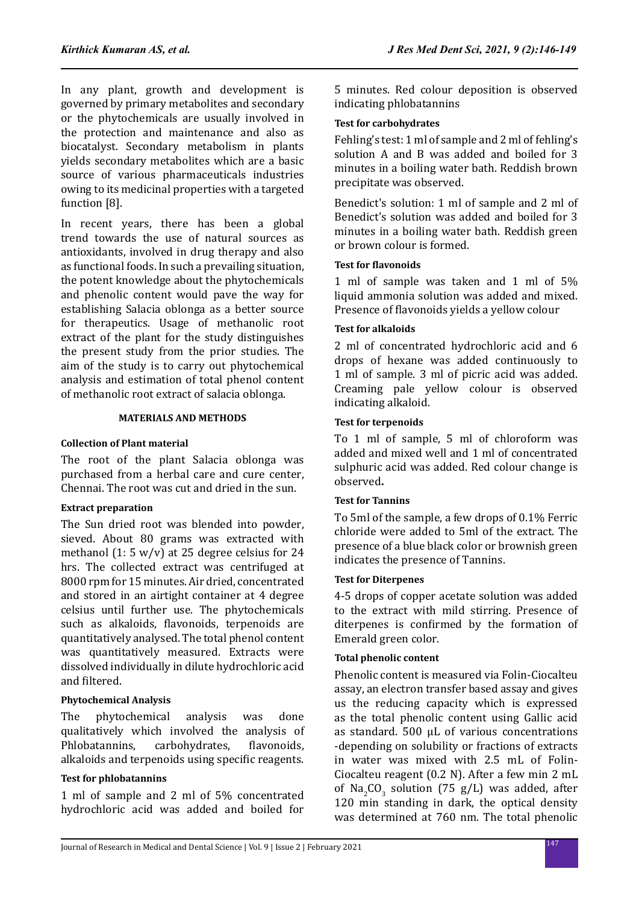In any plant, growth and development is governed by primary metabolites and secondary or the phytochemicals are usually involved in the protection and maintenance and also as biocatalyst. Secondary metabolism in plants yields secondary metabolites which are a basic source of various pharmaceuticals industries owing to its medicinal properties with a targeted function [8].

In recent years, there has been a global trend towards the use of natural sources as antioxidants, involved in drug therapy and also as functional foods. In such a prevailing situation, the potent knowledge about the phytochemicals and phenolic content would pave the way for establishing Salacia oblonga as a better source for therapeutics. Usage of methanolic root extract of the plant for the study distinguishes the present study from the prior studies. The aim of the study is to carry out phytochemical analysis and estimation of total phenol content of methanolic root extract of salacia oblonga.

## MATERIALS AND METHODS

### Collection of Plant material

The root of the plant Salacia oblonga was purchased from a herbal care and cure center, Chennai. The root was cut and dried in the sun.

### Extract preparation

The Sun dried root was blended into powder, sieved. About 80 grams was extracted with methanol (1: 5 w/v) at 25 degree celsius for 24 hrs. The collected extract was centrifuged at 8000 rpm for 15 minutes. Air dried, concentrated and stored in an airtight container at 4 degree celsius until further use. The phytochemicals such as alkaloids, flavonoids, terpenoids are quantitatively analysed. The total phenol content was quantitatively measured. Extracts were dissolved individually in dilute hydrochloric acid and filtered.

### Phytochemical Analysis

The phytochemical analysis was done qualitatively which involved the analysis of Phlobatannins, carbohydrates, flavonoids, alkaloids and terpenoids using specific reagents.

### Test for phlobatannins

1 ml of sample and 2 ml of 5% concentrated hydrochloric acid was added and boiled for 5 minutes. Red colour deposition is observed indicating phlobatannins

### Test for carbohydrates

Fehling's test: 1 ml of sample and 2 ml of fehling's solution A and B was added and boiled for 3 minutes in a boiling water bath. Reddish brown precipitate was observed.

Benedict's solution: 1 ml of sample and 2 ml of Benedict's solution was added and boiled for 3 minutes in a boiling water bath. Reddish green or brown colour is formed.

### Test for flavonoids

1 ml of sample was taken and 1 ml of 5% liquid ammonia solution was added and mixed. Presence of flavonoids yields a yellow colour

### Test for alkaloids

2 ml of concentrated hydrochloric acid and 6 drops of hexane was added continuously to 1 ml of sample. 3 ml of picric acid was added. Creaming pale yellow colour is observed indicating alkaloid.

### Test for terpenoids

To 1 ml of sample, 5 ml of chloroform was added and mixed well and 1 ml of concentrated sulphuric acid was added. Red colour change is observed**.**

### Test for Tannins

To 5ml of the sample, a few drops of 0.1% Ferric chloride were added to 5ml of the extract. The presence of a blue black color or brownish green indicates the presence of Tannins.

### Test for Diterpenes

4-5 drops of copper acetate solution was added to the extract with mild stirring. Presence of diterpenes is confirmed by the formation of Emerald green color.

### Total phenolic content

Phenolic content is measured via Folin-Ciocalteu assay, an electron transfer based assay and gives us the reducing capacity which is expressed as the total phenolic content using Gallic acid as standard. 500 μL of various concentrations -depending on solubility or fractions of extracts in water was mixed with 2.5 mL of Folin-Ciocalteu reagent (0.2 N). After a few min 2 mL of $Na_2CO_3$ solution (75 g/L) was added, after 120 min standing in dark, the optical density was determined at 760 nm. The total phenolic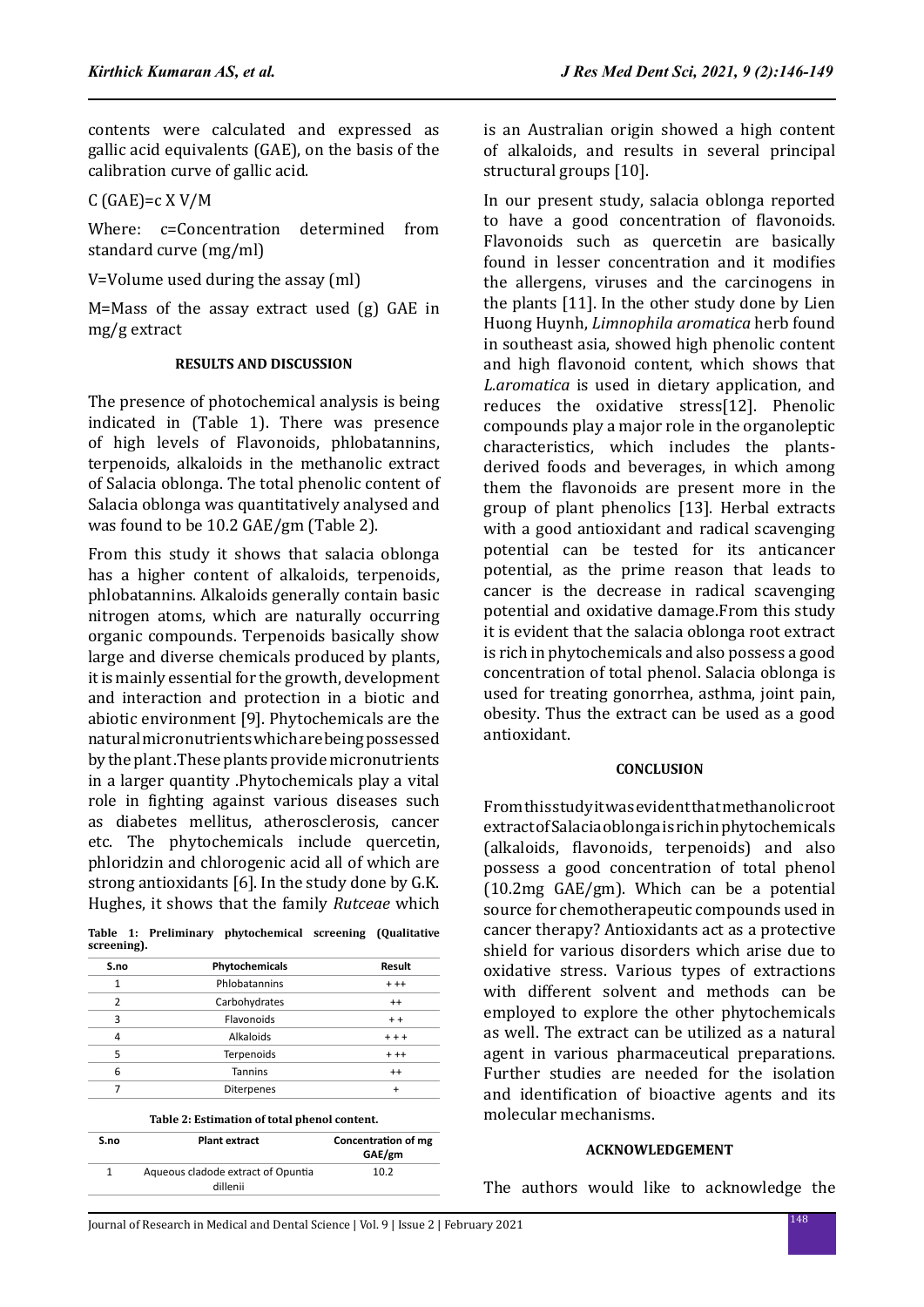contents were calculated and expressed as gallic acid equivalents (GAE), on the basis of the calibration curve of gallic acid.

C (GAE)=c X V/M

Where: c=Concentration determined from standard curve (mg/ml)

V=Volume used during the assay (ml)

M=Mass of the assay extract used (g) GAE in mg/g extract

## RESULTS AND DISCUSSION

The presence of photochemical analysis is being indicated in (Table 1). There was presence of high levels of Flavonoids, phlobatannins, terpenoids, alkaloids in the methanolic extract of Salacia oblonga. The total phenolic content of Salacia oblonga was quantitatively analysed and was found to be 10.2 GAE/gm (Table 2).

From this study it shows that salacia oblonga has a higher content of alkaloids, terpenoids, phlobatannins. Alkaloids generally contain basic nitrogen atoms, which are naturally occurring organic compounds. Terpenoids basically show large and diverse chemicals produced by plants, it is mainly essential for the growth, development and interaction and protection in a biotic and abiotic environment [9]. Phytochemicals are the natural micronutrients which are being possessed by the plant .These plants provide micronutrients in a larger quantity .Phytochemicals play a vital role in fighting against various diseases such as diabetes mellitus, atherosclerosis, cancer etc. The phytochemicals include quercetin, phloridzin and chlorogenic acid all of which are strong antioxidants [6]. In the study done by G.K. Hughes, it shows that the family *Rutceae* which is an Australian origin showed a high content of alkaloids, and results in several principal structural groups [10].

**Table 1: Preliminary phytochemical screening (Qualitative screening).**

| S.no | Phytochemicals | Result |
|---|---|---|
| 1 | Phlobatannins | + ++ |
| 2 | Carbohydrates | ++ |
| 3 | Flavonoids | + + |
| 4 | Alkaloids | + + + |
| 5 | Terpenoids | + ++ |
| 6 | Tannins | ++ |
| 7 | Diterpenes | + |

**Table 2: Estimation of total phenol content.**

| S.no | Plant extract | Concentration of mg GAE/gm |
|---|---|---|
| 1 | Aqueous cladode extract of Opuntia dillenii | 10.2 |

In our present study, salacia oblonga reported to have a good concentration of flavonoids. Flavonoids such as quercetin are basically found in lesser concentration and it modifies the allergens, viruses and the carcinogens in the plants [11]. In the other study done by Lien Huong Huynh, *Limnophila aromatica* herb found in southeast asia, showed high phenolic content and high flavonoid content, which shows that *L.aromatica* is used in dietary application, and reduces the oxidative stress[12]. Phenolic compounds play a major role in the organoleptic characteristics, which includes the plants-derived foods and beverages, in which among them the flavonoids are present more in the group of plant phenolics [13]. Herbal extracts with a good antioxidant and radical scavenging potential can be tested for its anticancer potential, as the prime reason that leads to cancer is the decrease in radical scavenging potential and oxidative damage.From this study it is evident that the salacia oblonga root extract is rich in phytochemicals and also possess a good concentration of total phenol. Salacia oblonga is used for treating gonorrhea, asthma, joint pain, obesity. Thus the extract can be used as a good antioxidant.

## CONCLUSION

From this study it was evident that methanolic root extract of Salacia oblonga is rich in phytochemicals (alkaloids, flavonoids, terpenoids) and also possess a good concentration of total phenol (10.2mg GAE/gm). Which can be a potential source for chemotherapeutic compounds used in cancer therapy? Antioxidants act as a protective shield for various disorders which arise due to oxidative stress. Various types of extractions with different solvent and methods can be employed to explore the other phytochemicals as well. The extract can be utilized as a natural agent in various pharmaceutical preparations. Further studies are needed for the isolation and identification of bioactive agents and its molecular mechanisms.

## ACKNOWLEDGEMENT

The authors would like to acknowledge the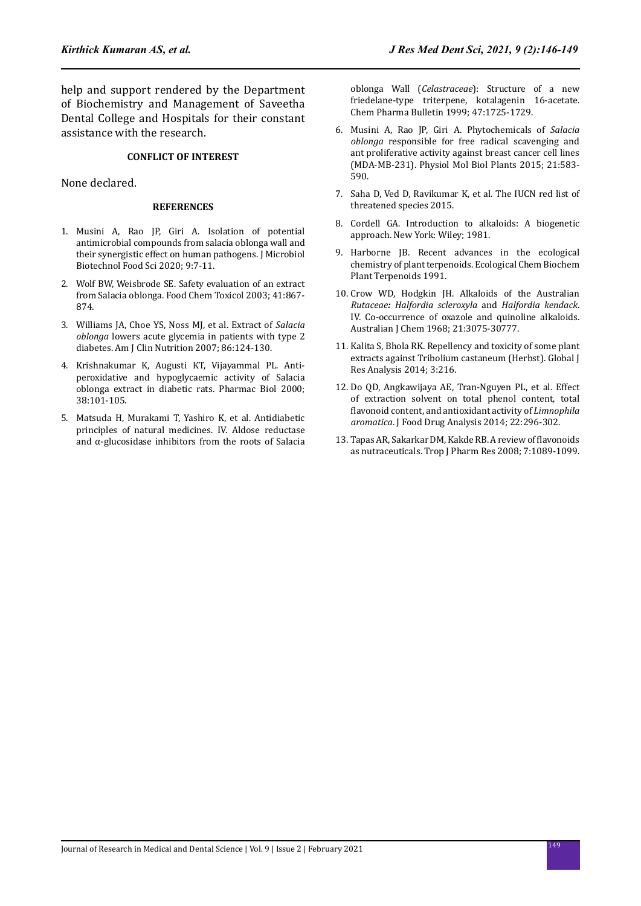help and support rendered by the Department of Biochemistry and Management of Saveetha Dental College and Hospitals for their constant assistance with the research.

## CONFLICT OF INTEREST

None declared.

## REFERENCES

1. Musini A, Rao JP, Giri A. Isolation of potential antimicrobial compounds from salacia oblonga wall and their synergistic effect on human pathogens. J Microbiol Biotechnol Food Sci 2020; 9:7-11.
2. Wolf BW, Weisbrode SE. Safety evaluation of an extract from Salacia oblonga. Food Chem Toxicol 2003; 41:867-874.
3. Williams JA, Choe YS, Noss MJ, et al. Extract of *Salacia oblonga* lowers acute glycemia in patients with type 2 diabetes. Am J Clin Nutrition 2007; 86:124-130.
4. Krishnakumar K, Augusti KT, Vijayammal PL. Anti-peroxidative and hypoglycaemic activity of Salacia oblonga extract in diabetic rats. Pharmac Biol 2000; 38:101-105.
5. Matsuda H, Murakami T, Yashiro K, et al. Antidiabetic principles of natural medicines. IV. Aldose reductase and α-glucosidase inhibitors from the roots of Salacia oblonga Wall (*Celastraceae*): Structure of a new friedelane-type triterpene, kotalagenin 16-acetate. Chem Pharma Bulletin 1999; 47:1725-1729.
6. Musini A, Rao JP, Giri A. Phytochemicals of *Salacia oblonga* responsible for free radical scavenging and ant proliferative activity against breast cancer cell lines (MDA-MB-231). Physiol Mol Biol Plants 2015; 21:583-590.
7. Saha D, Ved D, Ravikumar K, et al. The IUCN red list of threatened species 2015.
8. Cordell GA. Introduction to alkaloids: A biogenetic approach. New York: Wiley; 1981.
9. Harborne JB. Recent advances in the ecological chemistry of plant terpenoids. Ecological Chem Biochem Plant Terpenoids 1991.
10. Crow WD, Hodgkin JH. Alkaloids of the Australian *Rutaceae: Halfordia scleroxyla* and *Halfordia kendack*. IV. Co-occurrence of oxazole and quinoline alkaloids. Australian J Chem 1968; 21:3075-30777.
11. Kalita S, Bhola RK. Repellency and toxicity of some plant extracts against Tribolium castaneum (Herbst). Global J Res Analysis 2014; 3:216.
12. Do QD, Angkawijaya AE, Tran-Nguyen PL, et al. Effect of extraction solvent on total phenol content, total flavonoid content, and antioxidant activity of *Limnophila aromatica*. J Food Drug Analysis 2014; 22:296-302.
13. Tapas AR, Sakarkar DM, Kakde RB. A review of flavonoids as nutraceuticals. Trop J Pharm Res 2008; 7:1089-1099.